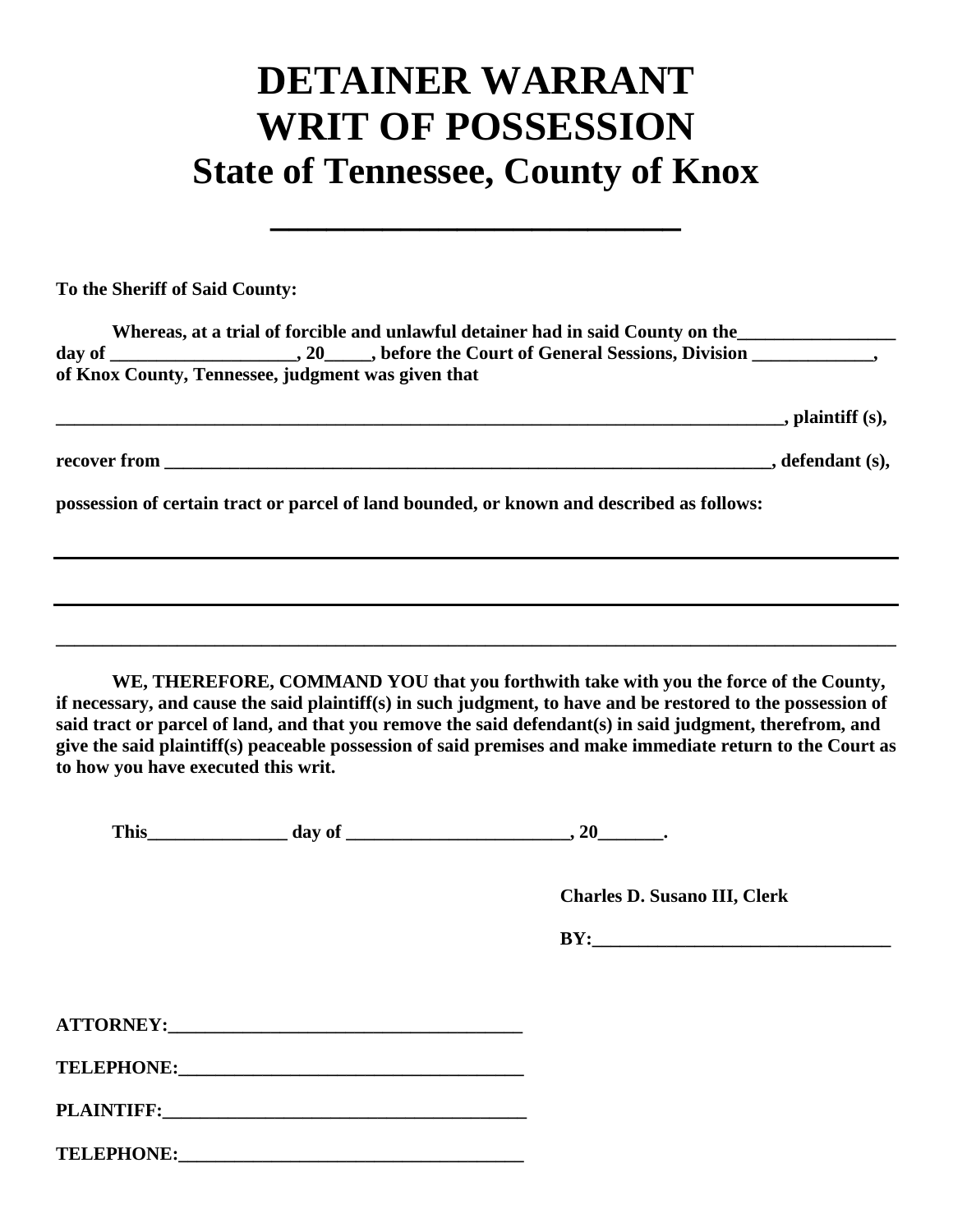# DETAINER WARRANT
# WRIT OF POSSESSION
## State of Tennessee, County of Knox

______________________

**To the Sheriff of Said County:**

**Whereas, at a trial of forcible and unlawful detainer had in said County on the_________________ day of ____________________, 20_____, before the Court of General Sessions, Division _____________, of Knox County, Tennessee, judgment was given that**

**________________________________________________________________________________, plaintiff (s),**

**recover from ____________________________________________________________________, defendant (s),**

**possession of certain tract or parcel of land bounded, or known and described as follows:**

______________________________________________________________________________________

______________________________________________________________________________________

______________________________________________________________________________________

**WE, THEREFORE, COMMAND YOU that you forthwith take with you the force of the County, if necessary, and cause the said plaintiff(s) in such judgment, to have and be restored to the possession of said tract or parcel of land, and that you remove the said defendant(s) in said judgment, therefrom, and give the said plaintiff(s) peaceable possession of said premises and make immediate return to the Court as to how you have executed this writ.**

**This_______________ day of ________________________, 20_______.**

**Charles D. Susano III, Clerk**

**BY:_________________________________**

**ATTORNEY:______________________________________**

**TELEPHONE:_____________________________________**

**PLAINTIFF:_______________________________________**

**TELEPHONE:_____________________________________**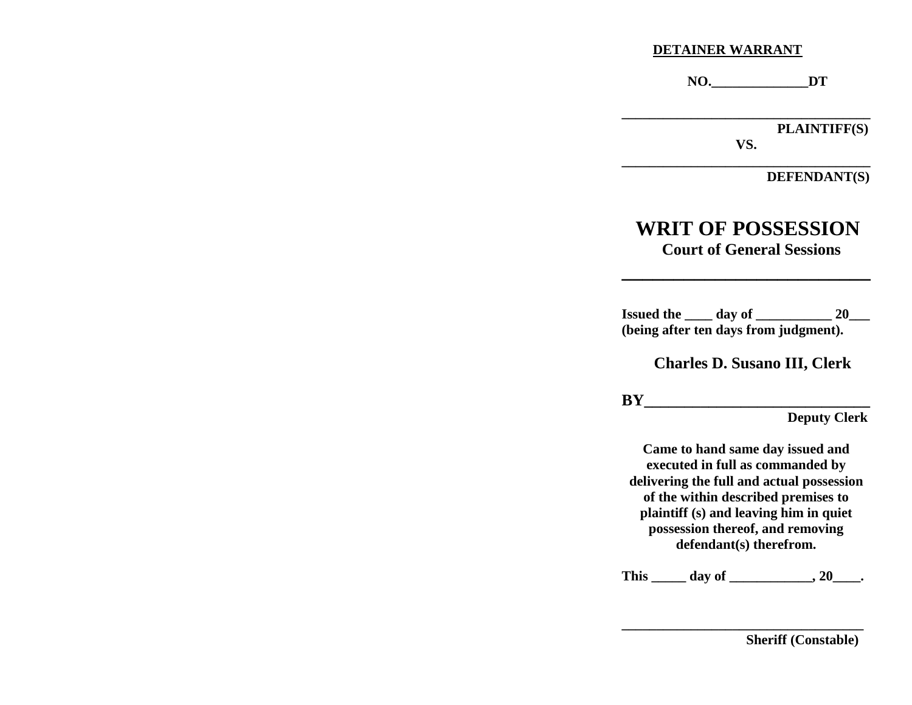**DETAINER WARRANT**

**NO.______________DT**

___________________________________

**PLAINTIFF(S)**

**VS.**

___________________________________

**DEFENDANT(S)**

# WRIT OF POSSESSION

## Court of General Sessions

___________________________________

**Issued the ____ day of ___________ 20___ (being after ten days from judgment).**

**Charles D. Susano III, Clerk**

**BY______________________________**

**Deputy Clerk**

**Came to hand same day issued and executed in full as commanded by delivering the full and actual possession of the within described premises to plaintiff (s) and leaving him in quiet possession thereof, and removing defendant(s) therefrom.**

**This _____ day of ____________, 20____.**

___________________________________

**Sheriff (Constable)**